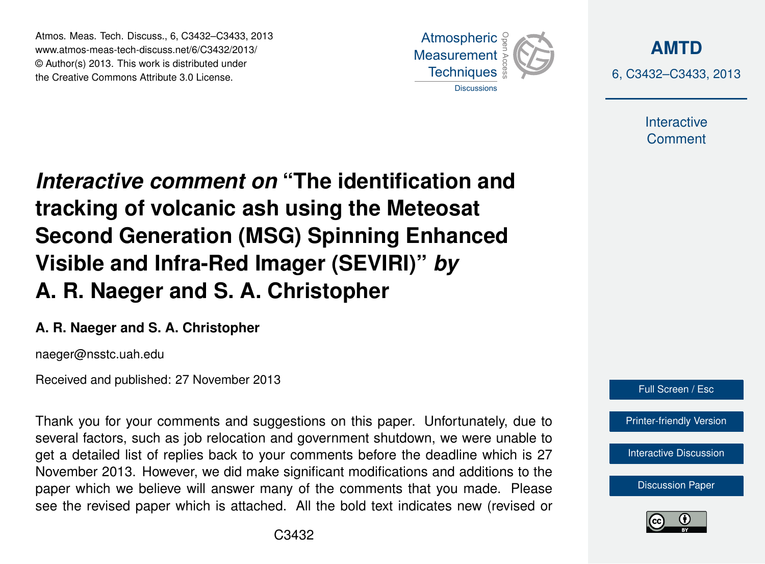# *Interactive comment on* "The identification and tracking of volcanic ash using the Meteosat Second Generation (MSG) Spinning Enhanced Visible and Infra-Red Imager (SEVIRI)" *by* A. R. Naeger and S. A. Christopher

**A. R. Naeger and S. A. Christopher**

naeger@nsstc.uah.edu

Received and published: 27 November 2013

Thank you for your comments and suggestions on this paper. Unfortunately, due to several factors, such as job relocation and government shutdown, we were unable to get a detailed list of replies back to your comments before the deadline which is 27 November 2013. However, we did make significant modifications and additions to the paper which we believe will answer many of the comments that you made. Please see the revised paper which is attached. All the bold text indicates new (revised or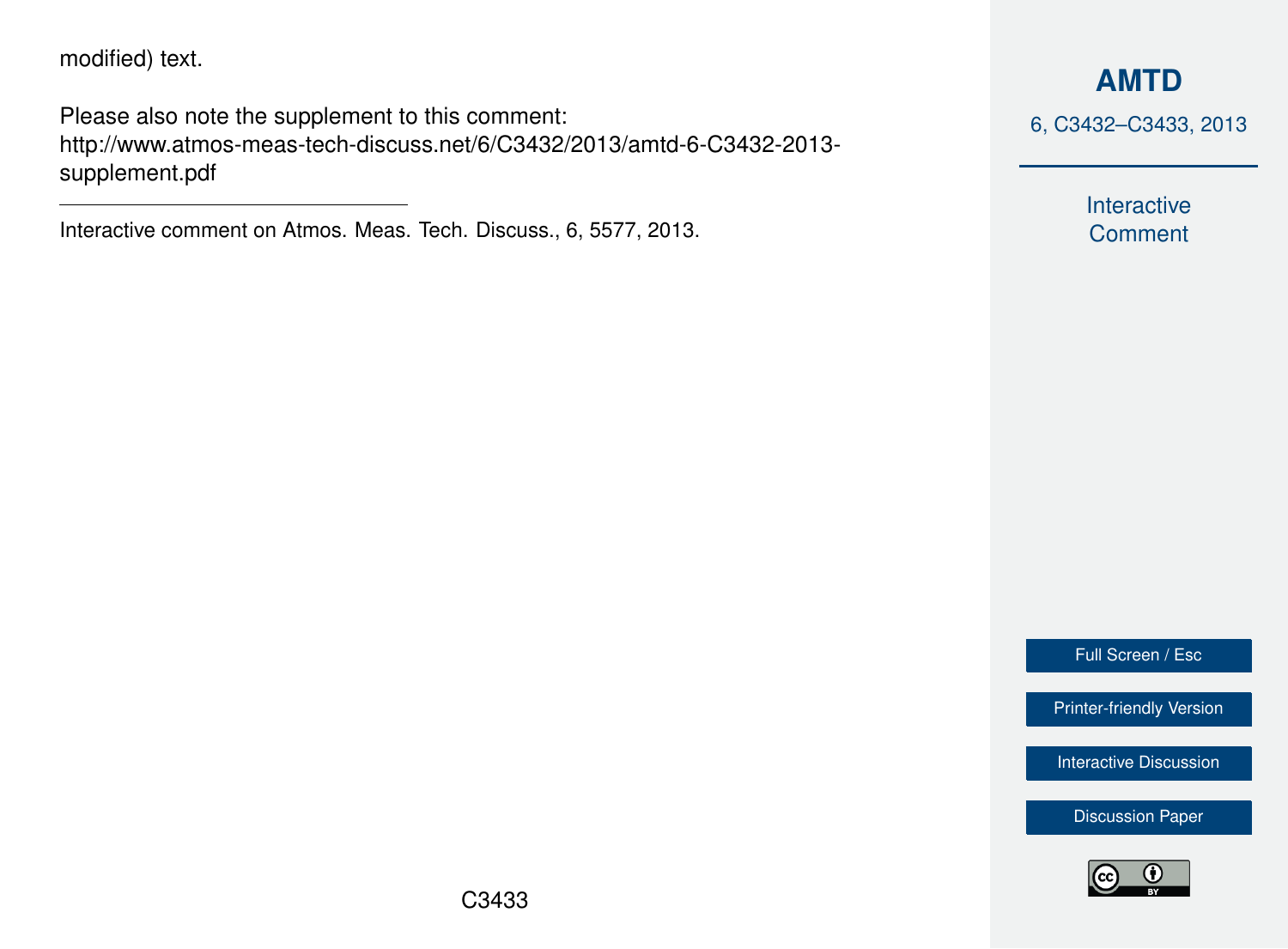modified) text.

Please also note the supplement to this comment:
http://www.atmos-meas-tech-discuss.net/6/C3432/2013/amtd-6-C3432-2013-supplement.pdf

---

Interactive comment on Atmos. Meas. Tech. Discuss., 6, 5577, 2013.